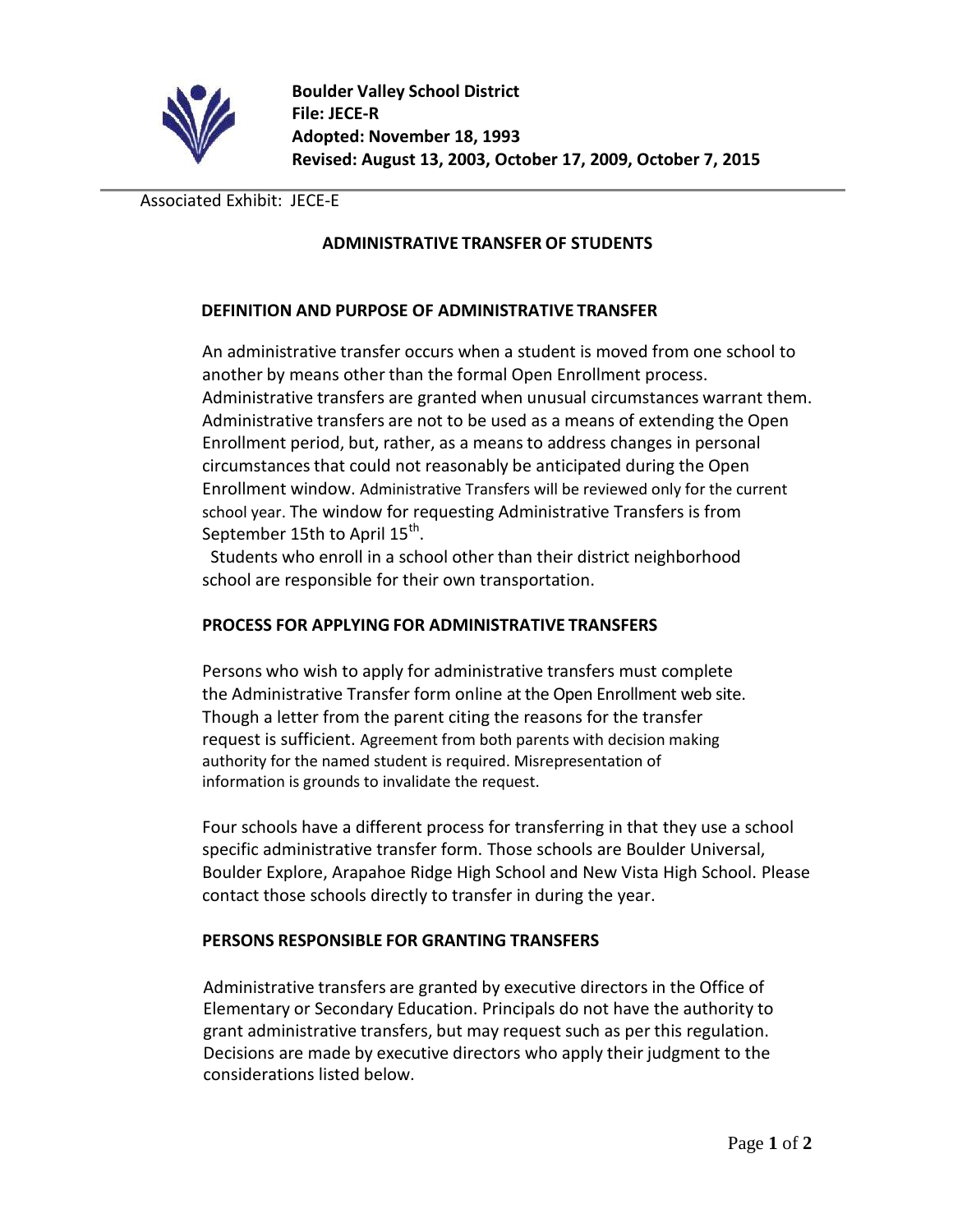**Boulder Valley School District**
**File: JECE-R**
**Adopted: November 18, 1993**
**Revised: August 13, 2003, October 17, 2009, October 7, 2015**

Associated Exhibit: JECE-E

# ADMINISTRATIVE TRANSFER OF STUDENTS

## DEFINITION AND PURPOSE OF ADMINISTRATIVE TRANSFER

An administrative transfer occurs when a student is moved from one school to another by means other than the formal Open Enrollment process. Administrative transfers are granted when unusual circumstances warrant them. Administrative transfers are not to be used as a means of extending the Open Enrollment period, but, rather, as a means to address changes in personal circumstances that could not reasonably be anticipated during the Open Enrollment window. Administrative Transfers will be reviewed only for the current school year. The window for requesting Administrative Transfers is from September 15th to April 15th.

Students who enroll in a school other than their district neighborhood school are responsible for their own transportation.

## PROCESS FOR APPLYING FOR ADMINISTRATIVE TRANSFERS

Persons who wish to apply for administrative transfers must complete the Administrative Transfer form online at the Open Enrollment web site. Though a letter from the parent citing the reasons for the transfer request is sufficient. Agreement from both parents with decision making authority for the named student is required. Misrepresentation of information is grounds to invalidate the request.

Four schools have a different process for transferring in that they use a school specific administrative transfer form. Those schools are Boulder Universal, Boulder Explore, Arapahoe Ridge High School and New Vista High School. Please contact those schools directly to transfer in during the year.

## PERSONS RESPONSIBLE FOR GRANTING TRANSFERS

Administrative transfers are granted by executive directors in the Office of Elementary or Secondary Education. Principals do not have the authority to grant administrative transfers, but may request such as per this regulation. Decisions are made by executive directors who apply their judgment to the considerations listed below.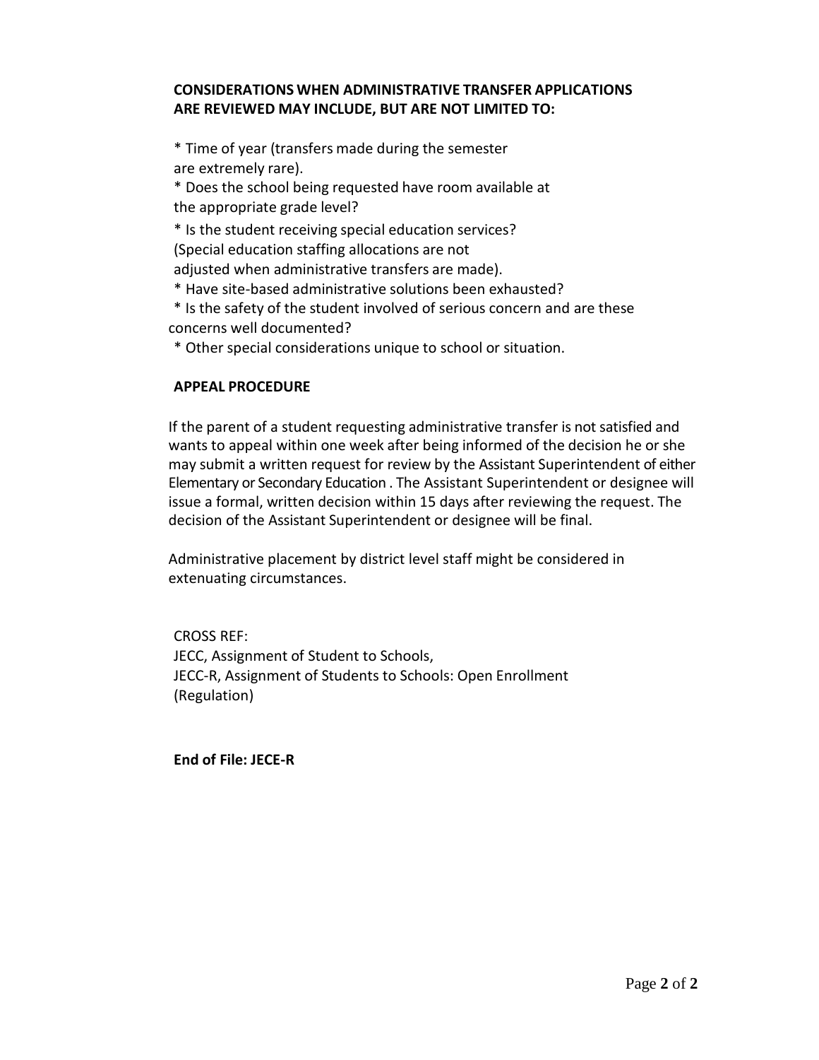**CONSIDERATIONS WHEN ADMINISTRATIVE TRANSFER APPLICATIONS ARE REVIEWED MAY INCLUDE, BUT ARE NOT LIMITED TO:**

* Time of year (transfers made during the semester are extremely rare).
* Does the school being requested have room available at the appropriate grade level?
* Is the student receiving special education services? (Special education staffing allocations are not adjusted when administrative transfers are made).
* Have site-based administrative solutions been exhausted?
* Is the safety of the student involved of serious concern and are these concerns well documented?
* Other special considerations unique to school or situation.

**APPEAL PROCEDURE**

If the parent of a student requesting administrative transfer is not satisfied and wants to appeal within one week after being informed of the decision he or she may submit a written request for review by the Assistant Superintendent of either Elementary or Secondary Education . The Assistant Superintendent or designee will issue a formal, written decision within 15 days after reviewing the request. The decision of the Assistant Superintendent or designee will be final.

Administrative placement by district level staff might be considered in extenuating circumstances.

CROSS REF:
JECC, Assignment of Student to Schools,
JECC-R, Assignment of Students to Schools: Open Enrollment (Regulation)

**End of File: JECE-R**